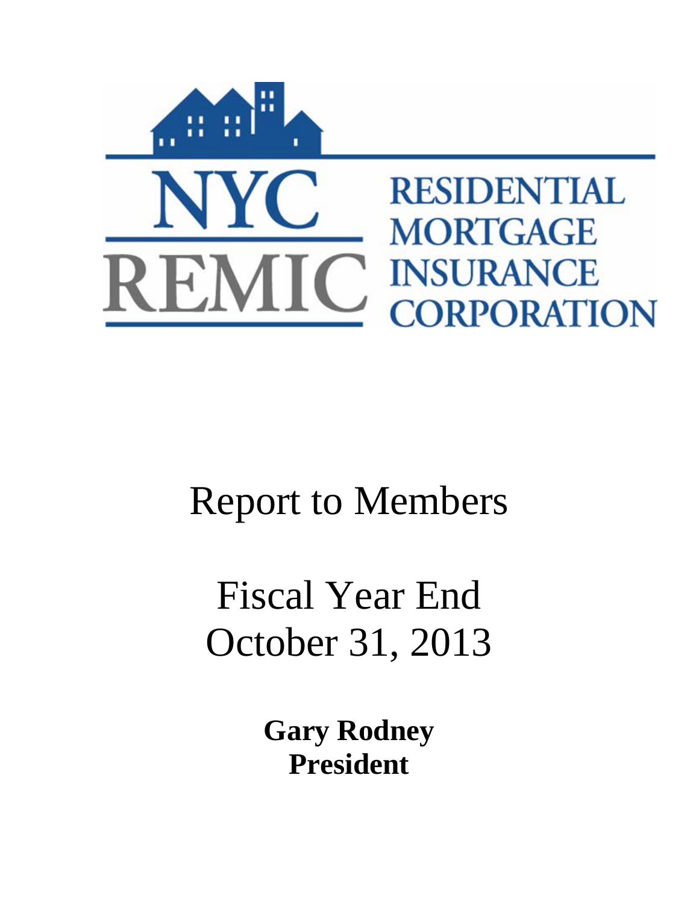NYC REMIC

RESIDENTIAL MORTGAGE INSURANCE CORPORATION

# Report to Members

# Fiscal Year End October 31, 2013

**Gary Rodney**
**President**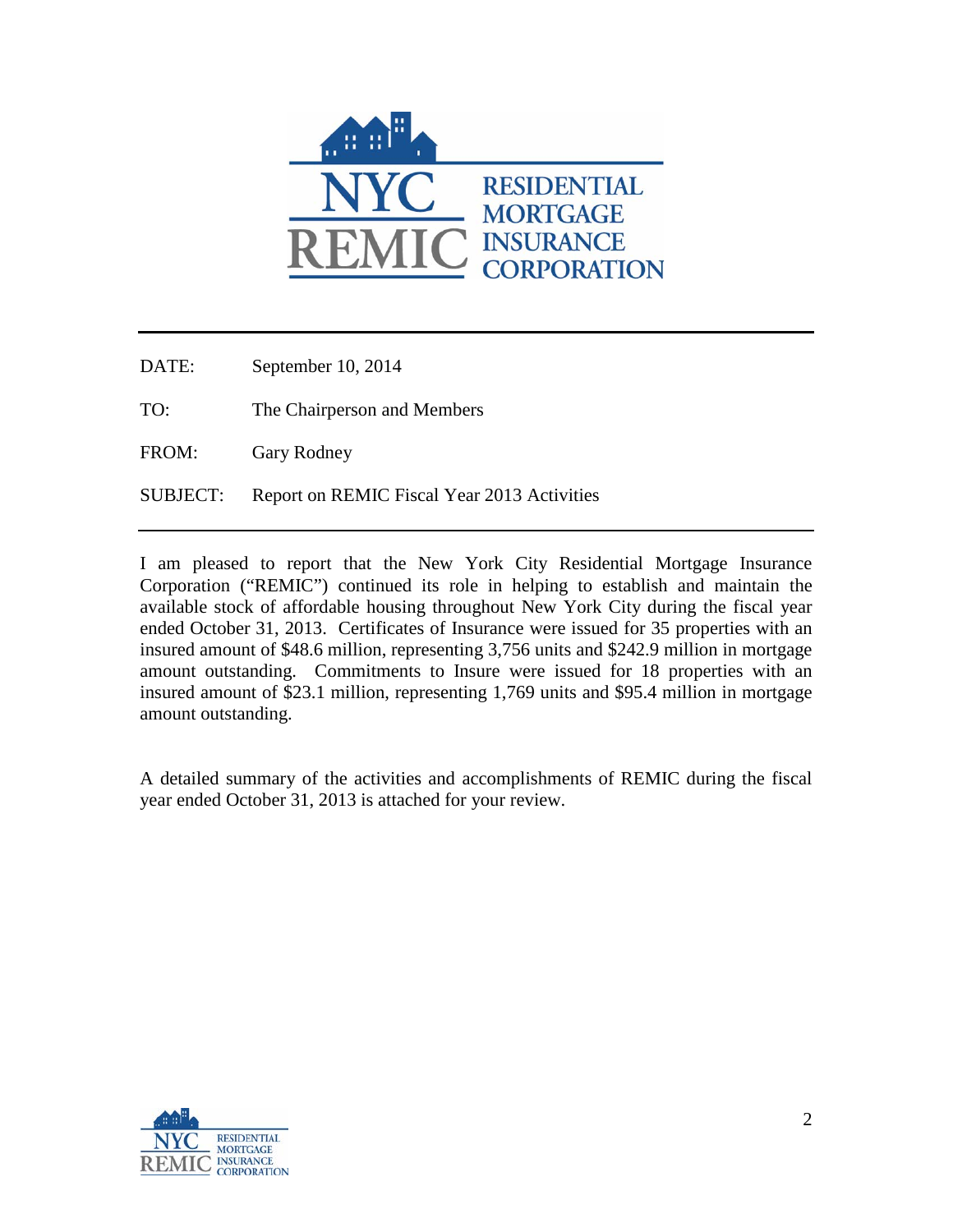NYC REMIC RESIDENTIAL MORTGAGE INSURANCE CORPORATION

| | |
|---|---|
| DATE: | September 10, 2014 |
| TO: | The Chairperson and Members |
| FROM: | Gary Rodney |
| SUBJECT: | Report on REMIC Fiscal Year 2013 Activities |

I am pleased to report that the New York City Residential Mortgage Insurance Corporation ("REMIC") continued its role in helping to establish and maintain the available stock of affordable housing throughout New York City during the fiscal year ended October 31, 2013. Certificates of Insurance were issued for 35 properties with an insured amount of $48.6 million, representing 3,756 units and $242.9 million in mortgage amount outstanding. Commitments to Insure were issued for 18 properties with an insured amount of $23.1 million, representing 1,769 units and $95.4 million in mortgage amount outstanding.

A detailed summary of the activities and accomplishments of REMIC during the fiscal year ended October 31, 2013 is attached for your review.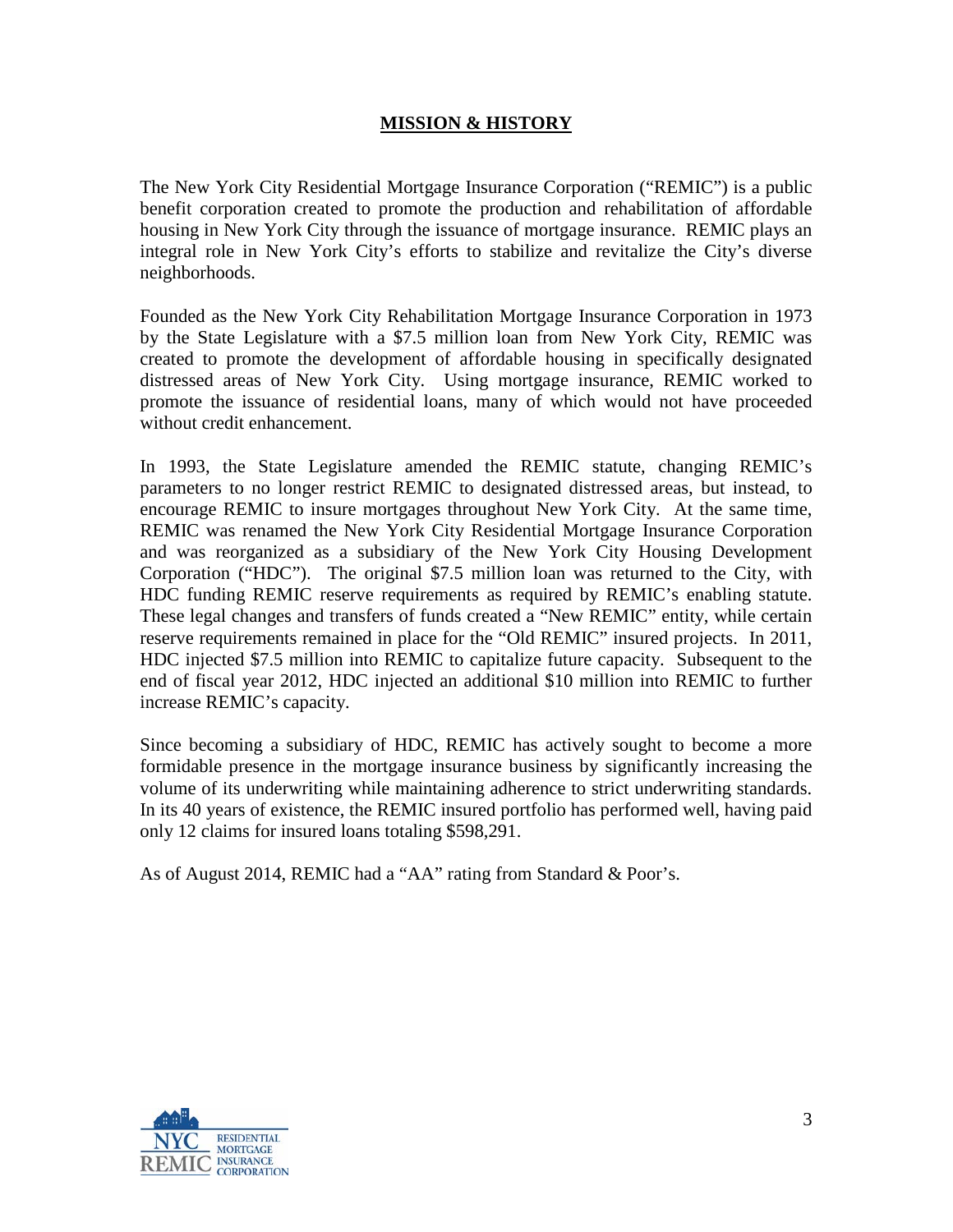## MISSION & HISTORY

The New York City Residential Mortgage Insurance Corporation ("REMIC") is a public benefit corporation created to promote the production and rehabilitation of affordable housing in New York City through the issuance of mortgage insurance. REMIC plays an integral role in New York City's efforts to stabilize and revitalize the City's diverse neighborhoods.

Founded as the New York City Rehabilitation Mortgage Insurance Corporation in 1973 by the State Legislature with a $7.5 million loan from New York City, REMIC was created to promote the development of affordable housing in specifically designated distressed areas of New York City. Using mortgage insurance, REMIC worked to promote the issuance of residential loans, many of which would not have proceeded without credit enhancement.

In 1993, the State Legislature amended the REMIC statute, changing REMIC's parameters to no longer restrict REMIC to designated distressed areas, but instead, to encourage REMIC to insure mortgages throughout New York City. At the same time, REMIC was renamed the New York City Residential Mortgage Insurance Corporation and was reorganized as a subsidiary of the New York City Housing Development Corporation ("HDC"). The original $7.5 million loan was returned to the City, with HDC funding REMIC reserve requirements as required by REMIC's enabling statute. These legal changes and transfers of funds created a "New REMIC" entity, while certain reserve requirements remained in place for the "Old REMIC" insured projects. In 2011, HDC injected $7.5 million into REMIC to capitalize future capacity. Subsequent to the end of fiscal year 2012, HDC injected an additional $10 million into REMIC to further increase REMIC's capacity.

Since becoming a subsidiary of HDC, REMIC has actively sought to become a more formidable presence in the mortgage insurance business by significantly increasing the volume of its underwriting while maintaining adherence to strict underwriting standards. In its 40 years of existence, the REMIC insured portfolio has performed well, having paid only 12 claims for insured loans totaling $598,291.

As of August 2014, REMIC had a "AA" rating from Standard & Poor's.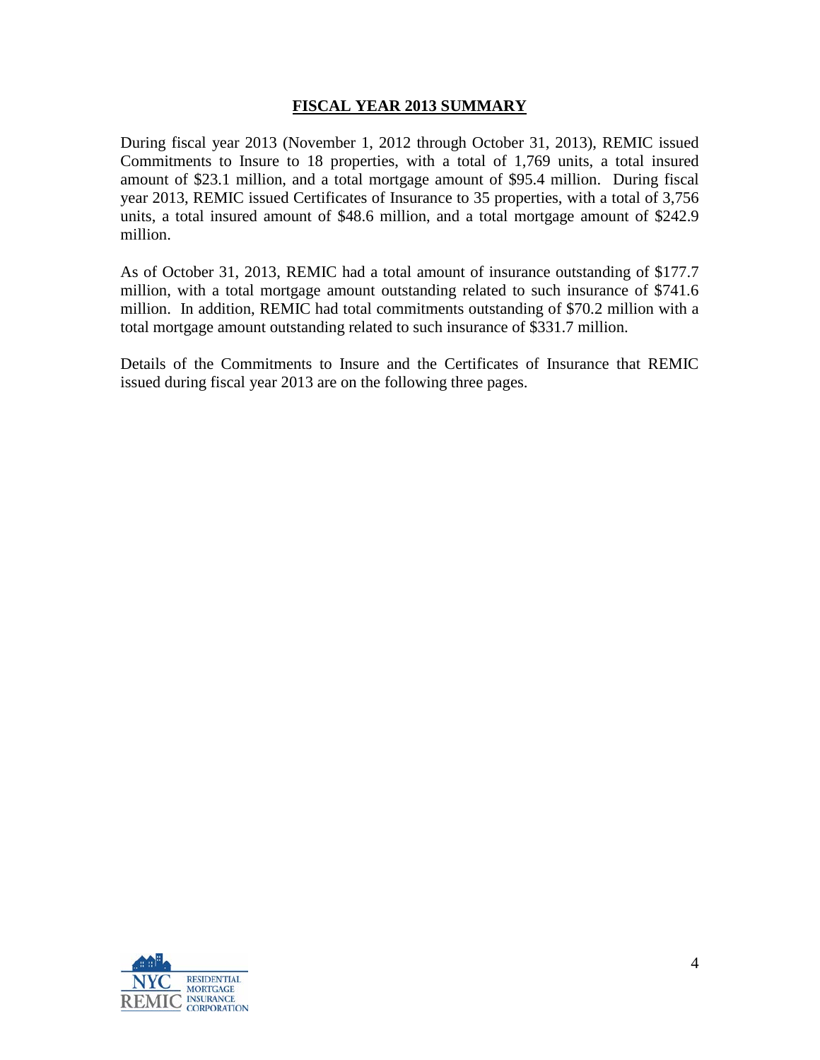## FISCAL YEAR 2013 SUMMARY

During fiscal year 2013 (November 1, 2012 through October 31, 2013), REMIC issued Commitments to Insure to 18 properties, with a total of 1,769 units, a total insured amount of $23.1 million, and a total mortgage amount of $95.4 million. During fiscal year 2013, REMIC issued Certificates of Insurance to 35 properties, with a total of 3,756 units, a total insured amount of $48.6 million, and a total mortgage amount of $242.9 million.

As of October 31, 2013, REMIC had a total amount of insurance outstanding of $177.7 million, with a total mortgage amount outstanding related to such insurance of $741.6 million. In addition, REMIC had total commitments outstanding of $70.2 million with a total mortgage amount outstanding related to such insurance of $331.7 million.

Details of the Commitments to Insure and the Certificates of Insurance that REMIC issued during fiscal year 2013 are on the following three pages.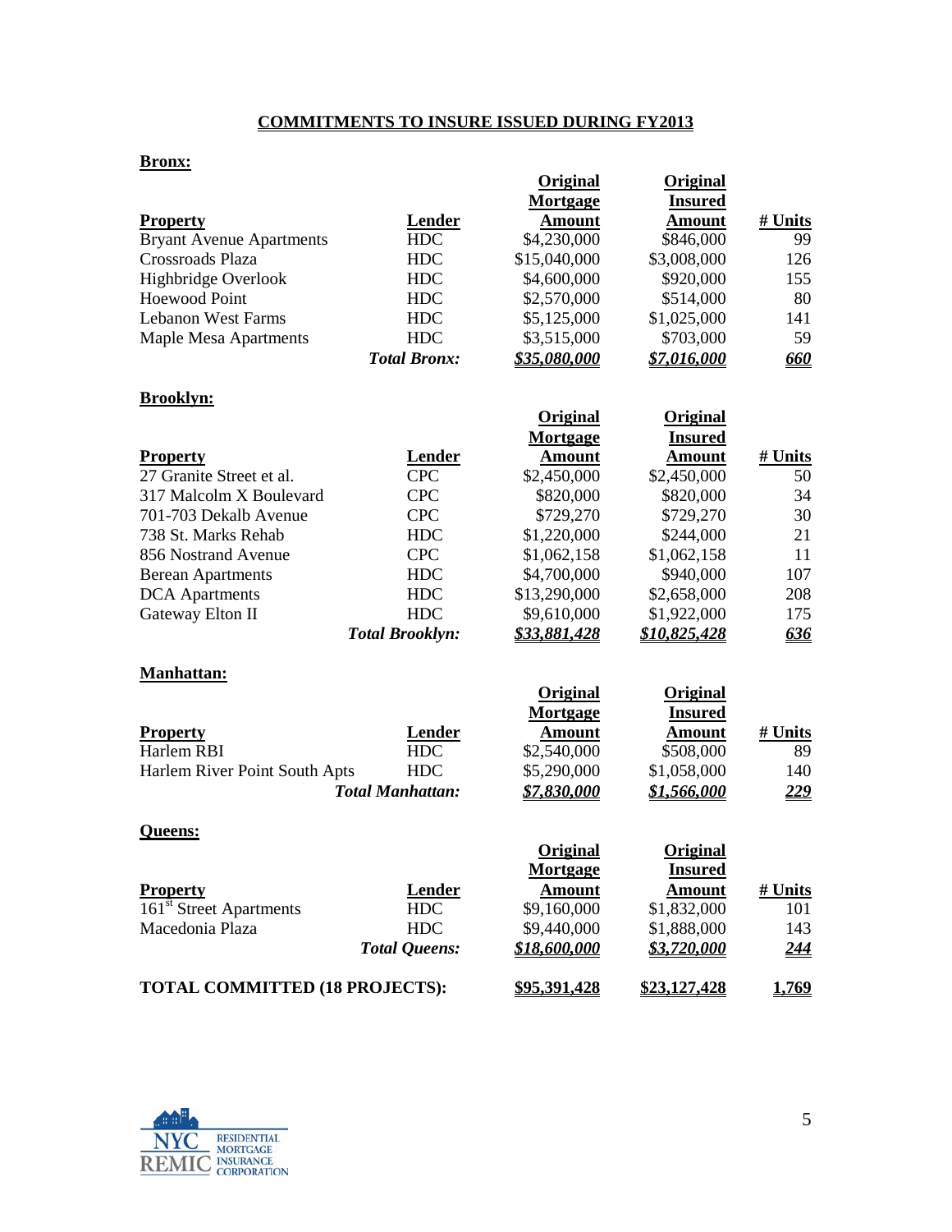## COMMITMENTS TO INSURE ISSUED DURING FY2013

**Bronx:**

| Property | Lender | Original Mortgage Amount | Original Insured Amount | # Units |
|---|---|---|---|---|
| Bryant Avenue Apartments | HDC | $4,230,000 | $846,000 | 99 |
| Crossroads Plaza | HDC | $15,040,000 | $3,008,000 | 126 |
| Highbridge Overlook | HDC | $4,600,000 | $920,000 | 155 |
| Hoewood Point | HDC | $2,570,000 | $514,000 | 80 |
| Lebanon West Farms | HDC | $5,125,000 | $1,025,000 | 141 |
| Maple Mesa Apartments | HDC | $3,515,000 | $703,000 | 59 |
| | ***Total Bronx:*** | ***$35,080,000*** | ***$7,016,000*** | ***660*** |

**Brooklyn:**

| Property | Lender | Original Mortgage Amount | Original Insured Amount | # Units |
|---|---|---|---|---|
| 27 Granite Street et al. | CPC | $2,450,000 | $2,450,000 | 50 |
| 317 Malcolm X Boulevard | CPC | $820,000 | $820,000 | 34 |
| 701-703 Dekalb Avenue | CPC | $729,270 | $729,270 | 30 |
| 738 St. Marks Rehab | HDC | $1,220,000 | $244,000 | 21 |
| 856 Nostrand Avenue | CPC | $1,062,158 | $1,062,158 | 11 |
| Berean Apartments | HDC | $4,700,000 | $940,000 | 107 |
| DCA Apartments | HDC | $13,290,000 | $2,658,000 | 208 |
| Gateway Elton II | HDC | $9,610,000 | $1,922,000 | 175 |
| | ***Total Brooklyn:*** | ***$33,881,428*** | ***$10,825,428*** | ***636*** |

**Manhattan:**

| Property | Lender | Original Mortgage Amount | Original Insured Amount | # Units |
|---|---|---|---|---|
| Harlem RBI | HDC | $2,540,000 | $508,000 | 89 |
| Harlem River Point South Apts | HDC | $5,290,000 | $1,058,000 | 140 |
| | ***Total Manhattan:*** | ***$7,830,000*** | ***$1,566,000*** | ***229*** |

**Queens:**

| Property | Lender | Original Mortgage Amount | Original Insured Amount | # Units |
|---|---|---|---|---|
| 161st Street Apartments | HDC | $9,160,000 | $1,832,000 | 101 |
| Macedonia Plaza | HDC | $9,440,000 | $1,888,000 | 143 |
| | ***Total Queens:*** | ***$18,600,000*** | ***$3,720,000*** | ***244*** |

| | | | | |
|---|---|---|---|---|
| **TOTAL COMMITTED (18 PROJECTS):** | | **$95,391,428** | **$23,127,428** | **1,769** |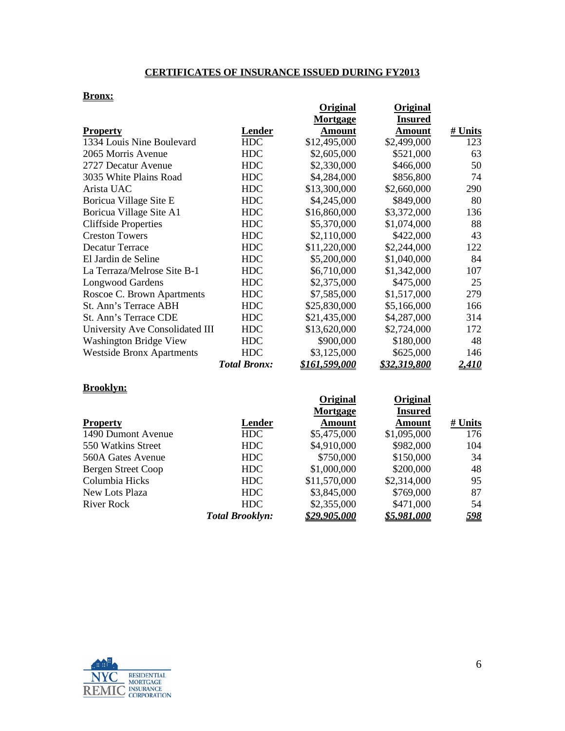## CERTIFICATES OF INSURANCE ISSUED DURING FY2013

**Bronx:**

| Property | Lender | Original Mortgage Amount | Original Insured Amount | # Units |
|---|---|---|---|---|
| 1334 Louis Nine Boulevard | HDC | $12,495,000 | $2,499,000 | 123 |
| 2065 Morris Avenue | HDC | $2,605,000 | $521,000 | 63 |
| 2727 Decatur Avenue | HDC | $2,330,000 | $466,000 | 50 |
| 3035 White Plains Road | HDC | $4,284,000 | $856,800 | 74 |
| Arista UAC | HDC | $13,300,000 | $2,660,000 | 290 |
| Boricua Village Site E | HDC | $4,245,000 | $849,000 | 80 |
| Boricua Village Site A1 | HDC | $16,860,000 | $3,372,000 | 136 |
| Cliffside Properties | HDC | $5,370,000 | $1,074,000 | 88 |
| Creston Towers | HDC | $2,110,000 | $422,000 | 43 |
| Decatur Terrace | HDC | $11,220,000 | $2,244,000 | 122 |
| El Jardin de Seline | HDC | $5,200,000 | $1,040,000 | 84 |
| La Terraza/Melrose Site B-1 | HDC | $6,710,000 | $1,342,000 | 107 |
| Longwood Gardens | HDC | $2,375,000 | $475,000 | 25 |
| Roscoe C. Brown Apartments | HDC | $7,585,000 | $1,517,000 | 279 |
| St. Ann's Terrace ABH | HDC | $25,830,000 | $5,166,000 | 166 |
| St. Ann's Terrace CDE | HDC | $21,435,000 | $4,287,000 | 314 |
| University Ave Consolidated III | HDC | $13,620,000 | $2,724,000 | 172 |
| Washington Bridge View | HDC | $900,000 | $180,000 | 48 |
| Westside Bronx Apartments | HDC | $3,125,000 | $625,000 | 146 |
| | ***Total Bronx:*** | ***$161,599,000*** | ***$32,319,800*** | ***2,410*** |

**Brooklyn:**

| Property | Lender | Original Mortgage Amount | Original Insured Amount | # Units |
|---|---|---|---|---|
| 1490 Dumont Avenue | HDC | $5,475,000 | $1,095,000 | 176 |
| 550 Watkins Street | HDC | $4,910,000 | $982,000 | 104 |
| 560A Gates Avenue | HDC | $750,000 | $150,000 | 34 |
| Bergen Street Coop | HDC | $1,000,000 | $200,000 | 48 |
| Columbia Hicks | HDC | $11,570,000 | $2,314,000 | 95 |
| New Lots Plaza | HDC | $3,845,000 | $769,000 | 87 |
| River Rock | HDC | $2,355,000 | $471,000 | 54 |
| | ***Total Brooklyn:*** | ***$29,905,000*** | ***$5,981,000*** | ***598*** |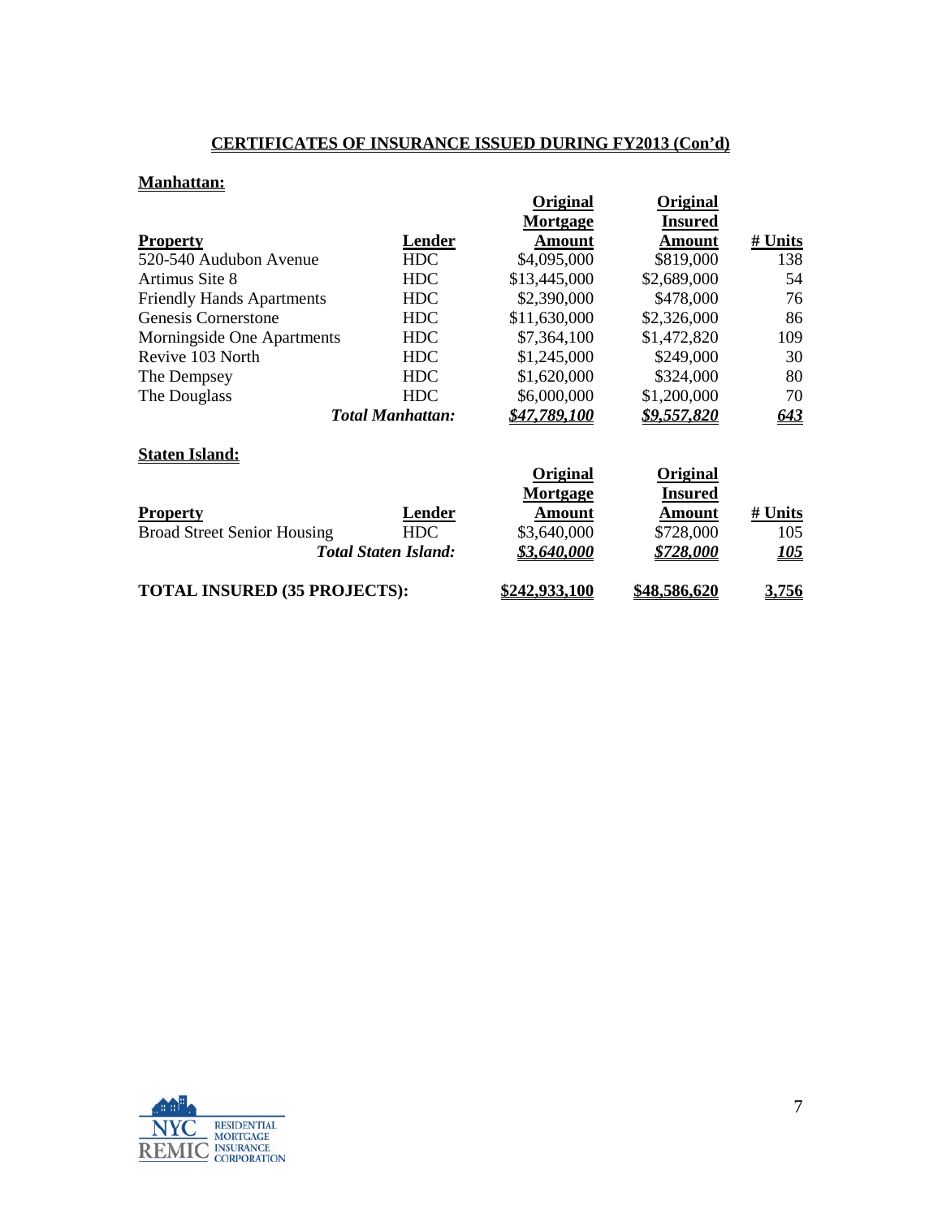## CERTIFICATES OF INSURANCE ISSUED DURING FY2013 (Con'd)

### Manhattan:

| Property | Lender | Original Mortgage Amount | Original Insured Amount | # Units |
|---|---|---|---|---|
| 520-540 Audubon Avenue | HDC | $4,095,000 | $819,000 | 138 |
| Artimus Site 8 | HDC | $13,445,000 | $2,689,000 | 54 |
| Friendly Hands Apartments | HDC | $2,390,000 | $478,000 | 76 |
| Genesis Cornerstone | HDC | $11,630,000 | $2,326,000 | 86 |
| Morningside One Apartments | HDC | $7,364,100 | $1,472,820 | 109 |
| Revive 103 North | HDC | $1,245,000 | $249,000 | 30 |
| The Dempsey | HDC | $1,620,000 | $324,000 | 80 |
| The Douglass | HDC | $6,000,000 | $1,200,000 | 70 |
| | ***Total Manhattan:*** | ***$47,789,100*** | ***$9,557,820*** | ***643*** |

### Staten Island:

| Property | Lender | Original Mortgage Amount | Original Insured Amount | # Units |
|---|---|---|---|---|
| Broad Street Senior Housing | HDC | $3,640,000 | $728,000 | 105 |
| | ***Total Staten Island:*** | ***$3,640,000*** | ***$728,000*** | ***105*** |

| | | | | |
|---|---|---|---|---|
| **TOTAL INSURED (35 PROJECTS):** | | **$242,933,100** | **$48,586,620** | **3,756** |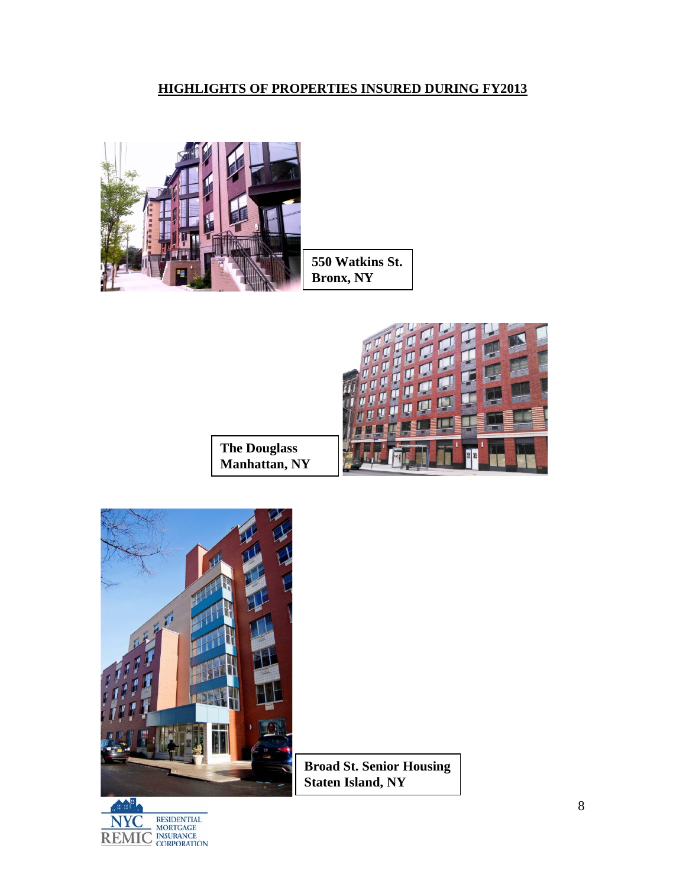## HIGHLIGHTS OF PROPERTIES INSURED DURING FY2013

**550 Watkins St.**
**Bronx, NY**

**The Douglass**
**Manhattan, NY**

**Broad St. Senior Housing**
**Staten Island, NY**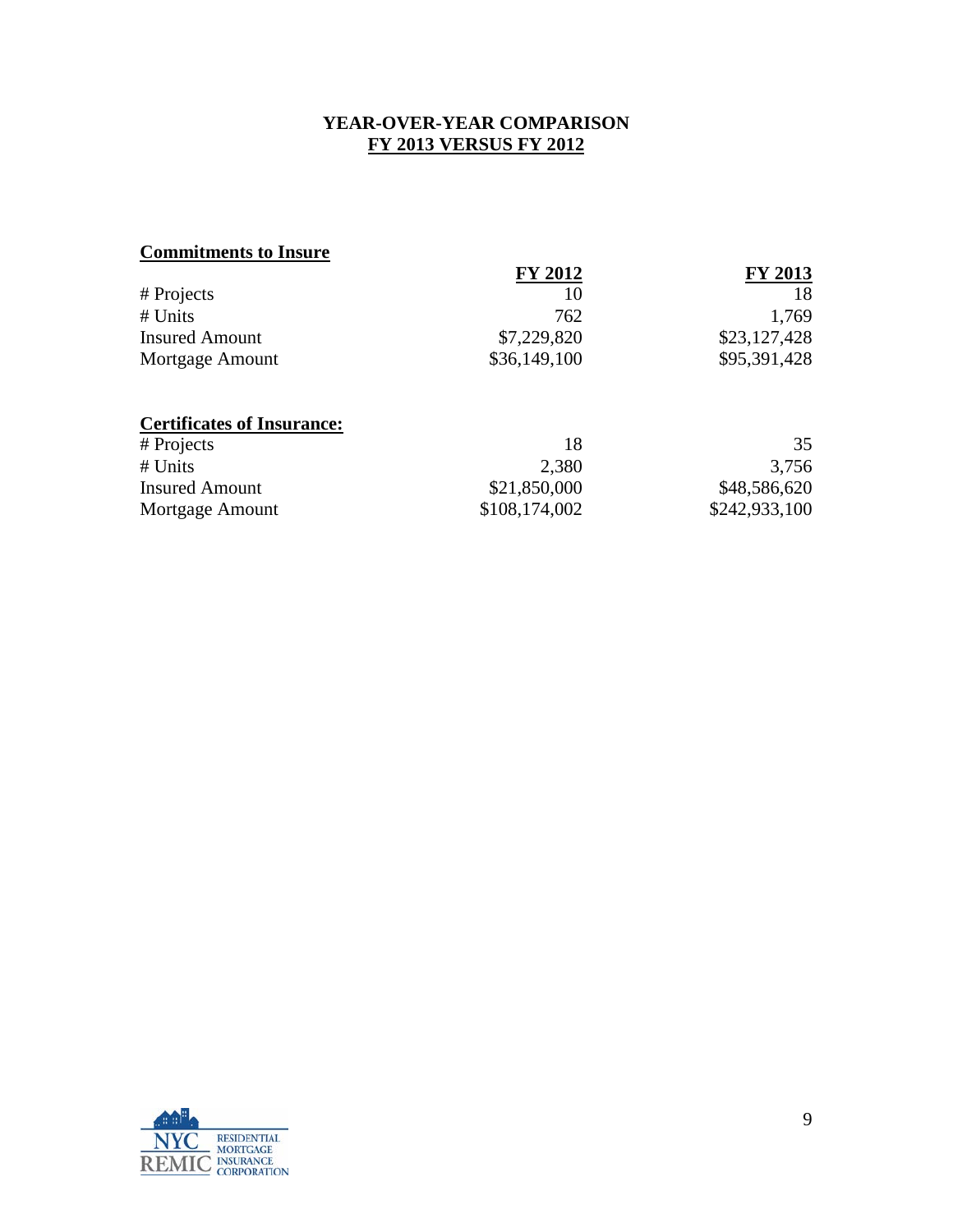## YEAR-OVER-YEAR COMPARISON
## FY 2013 VERSUS FY 2012

**Commitments to Insure**

| | FY 2012 | FY 2013 |
|---|---|---|
| # Projects | 10 | 18 |
| # Units | 762 | 1,769 |
| Insured Amount | $7,229,820 | $23,127,428 |
| Mortgage Amount | $36,149,100 | $95,391,428 |

**Certificates of Insurance:**

| | FY 2012 | FY 2013 |
|---|---|---|
| # Projects | 18 | 35 |
| # Units | 2,380 | 3,756 |
| Insured Amount | $21,850,000 | $48,586,620 |
| Mortgage Amount | $108,174,002 | $242,933,100 |

NYC REMIC RESIDENTIAL MORTGAGE INSURANCE CORPORATION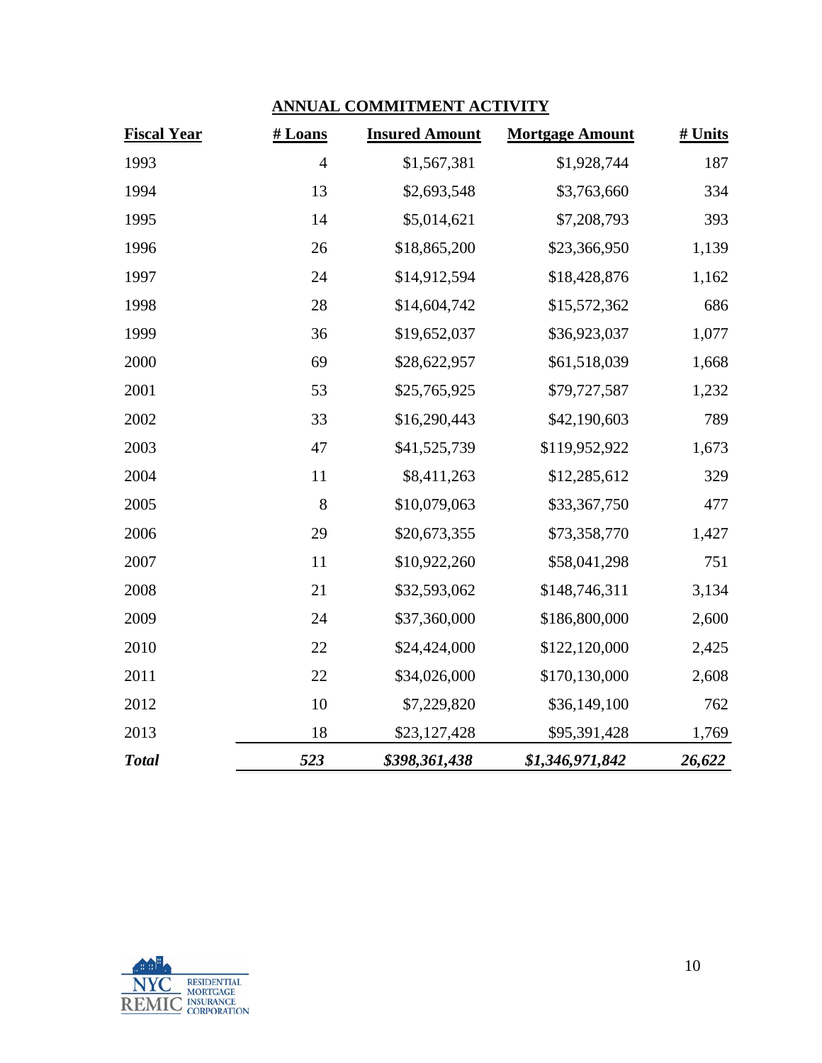## ANNUAL COMMITMENT ACTIVITY

| Fiscal Year | # Loans | Insured Amount | Mortgage Amount | # Units |
|---|---|---|---|---|
| 1993 | 4 | $1,567,381 | $1,928,744 | 187 |
| 1994 | 13 | $2,693,548 | $3,763,660 | 334 |
| 1995 | 14 | $5,014,621 | $7,208,793 | 393 |
| 1996 | 26 | $18,865,200 | $23,366,950 | 1,139 |
| 1997 | 24 | $14,912,594 | $18,428,876 | 1,162 |
| 1998 | 28 | $14,604,742 | $15,572,362 | 686 |
| 1999 | 36 | $19,652,037 | $36,923,037 | 1,077 |
| 2000 | 69 | $28,622,957 | $61,518,039 | 1,668 |
| 2001 | 53 | $25,765,925 | $79,727,587 | 1,232 |
| 2002 | 33 | $16,290,443 | $42,190,603 | 789 |
| 2003 | 47 | $41,525,739 | $119,952,922 | 1,673 |
| 2004 | 11 | $8,411,263 | $12,285,612 | 329 |
| 2005 | 8 | $10,079,063 | $33,367,750 | 477 |
| 2006 | 29 | $20,673,355 | $73,358,770 | 1,427 |
| 2007 | 11 | $10,922,260 | $58,041,298 | 751 |
| 2008 | 21 | $32,593,062 | $148,746,311 | 3,134 |
| 2009 | 24 | $37,360,000 | $186,800,000 | 2,600 |
| 2010 | 22 | $24,424,000 | $122,120,000 | 2,425 |
| 2011 | 22 | $34,026,000 | $170,130,000 | 2,608 |
| 2012 | 10 | $7,229,820 | $36,149,100 | 762 |
| 2013 | 18 | $23,127,428 | $95,391,428 | 1,769 |
| ***Total*** | ***523*** | ***$398,361,438*** | ***$1,346,971,842*** | ***26,622*** |

NYC REMIC RESIDENTIAL MORTGAGE INSURANCE CORPORATION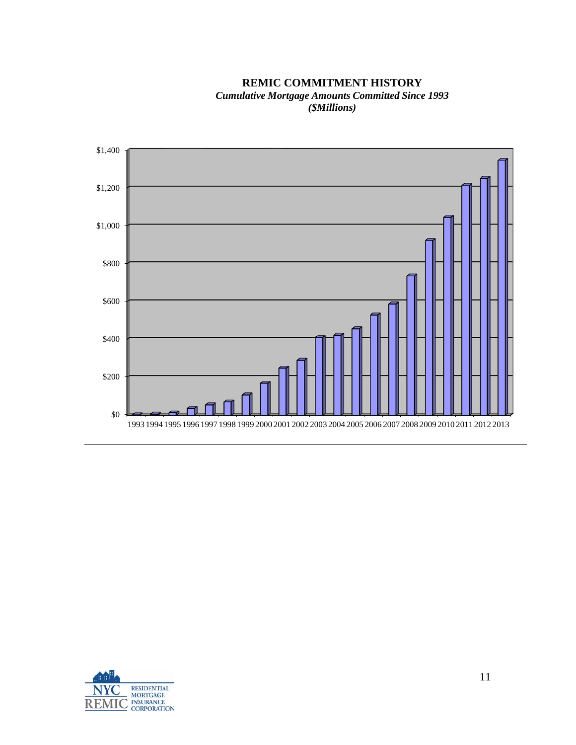**REMIC COMMITMENT HISTORY**

***Cumulative Mortgage Amounts Committed Since 1993***

***($Millions)***

$1,400
$1,200
$1,000
$800
$600
$400
$200
$0

1993 1994 1995 1996 1997 1998 1999 2000 2001 2002 2003 2004 2005 2006 2007 2008 2009 2010 2011 2012 2013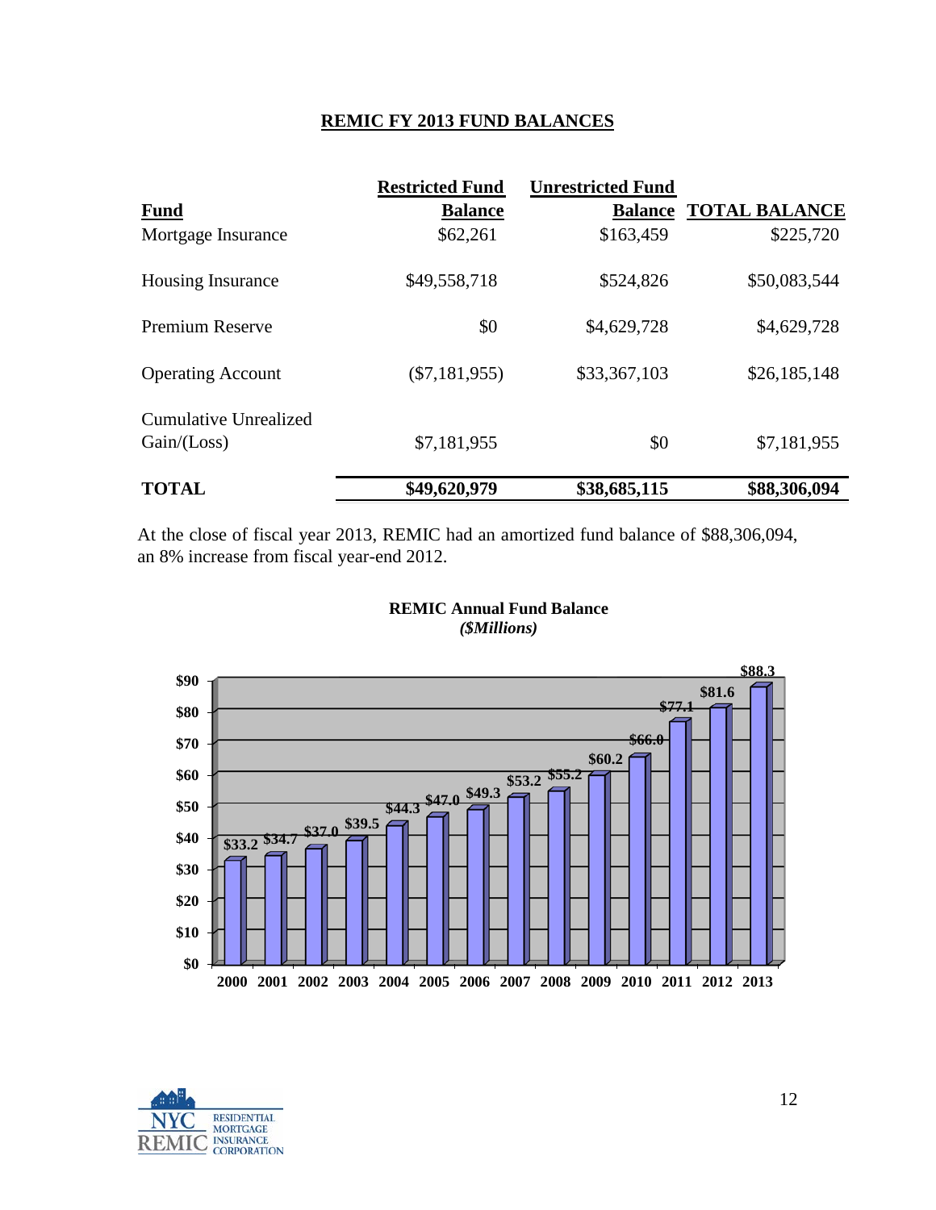## REMIC FY 2013 FUND BALANCES

| Fund | Restricted Fund Balance | Unrestricted Fund Balance | TOTAL BALANCE |
|---|---|---|---|
| Mortgage Insurance | $62,261 | $163,459 | $225,720 |
| Housing Insurance | $49,558,718 | $524,826 | $50,083,544 |
| Premium Reserve | $0 | $4,629,728 | $4,629,728 |
| Operating Account | ($7,181,955) | $33,367,103 | $26,185,148 |
| Cumulative Unrealized Gain/(Loss) | $7,181,955 | $0 | $7,181,955 |
| **TOTAL** | **$49,620,979** | **$38,685,115** | **$88,306,094** |

At the close of fiscal year 2013, REMIC had an amortized fund balance of $88,306,094, an 8% increase from fiscal year-end 2012.

**REMIC Annual Fund Balance**
***($Millions)***

| Year | Fund Balance ($Millions) |
|---|---|
| 2000 | $33.2 |
| 2001 | $34.7 |
| 2002 | $37.0 |
| 2003 | $39.5 |
| 2004 | $44.3 |
| 2005 | $47.0 |
| 2006 | $49.3 |
| 2007 | $53.2 |
| 2008 | $55.2 |
| 2009 | $60.2 |
| 2010 | $66.0 |
| 2011 | $77.1 |
| 2012 | $81.6 |
| 2013 | $88.3 |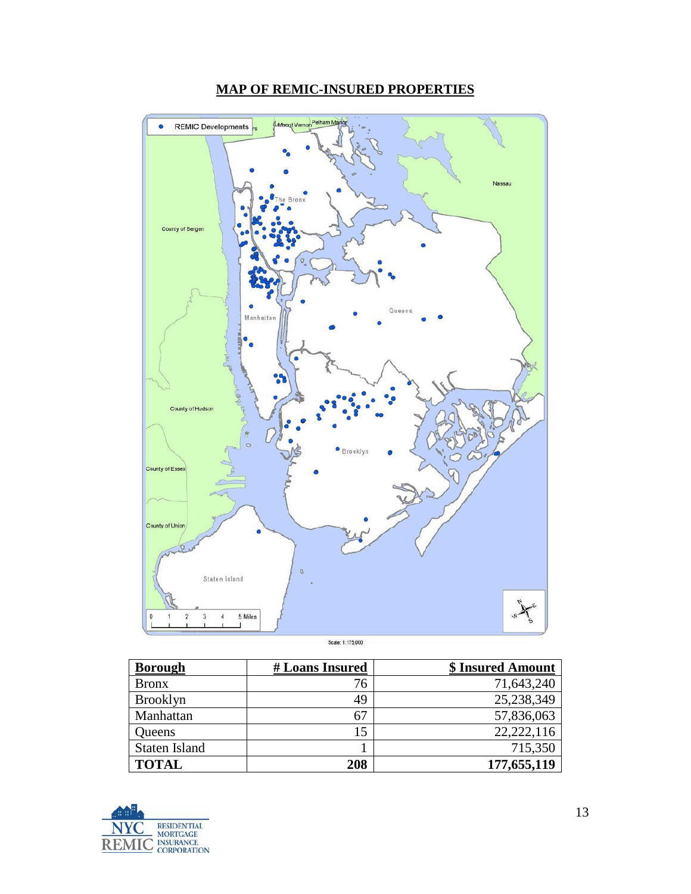# MAP OF REMIC-INSURED PROPERTIES

| Borough | # Loans Insured | $ Insured Amount |
|---|---|---|
| Bronx | 76 | 71,643,240 |
| Brooklyn | 49 | 25,238,349 |
| Manhattan | 67 | 57,836,063 |
| Queens | 15 | 22,222,116 |
| Staten Island | 1 | 715,350 |
| **TOTAL** | **208** | **177,655,119** |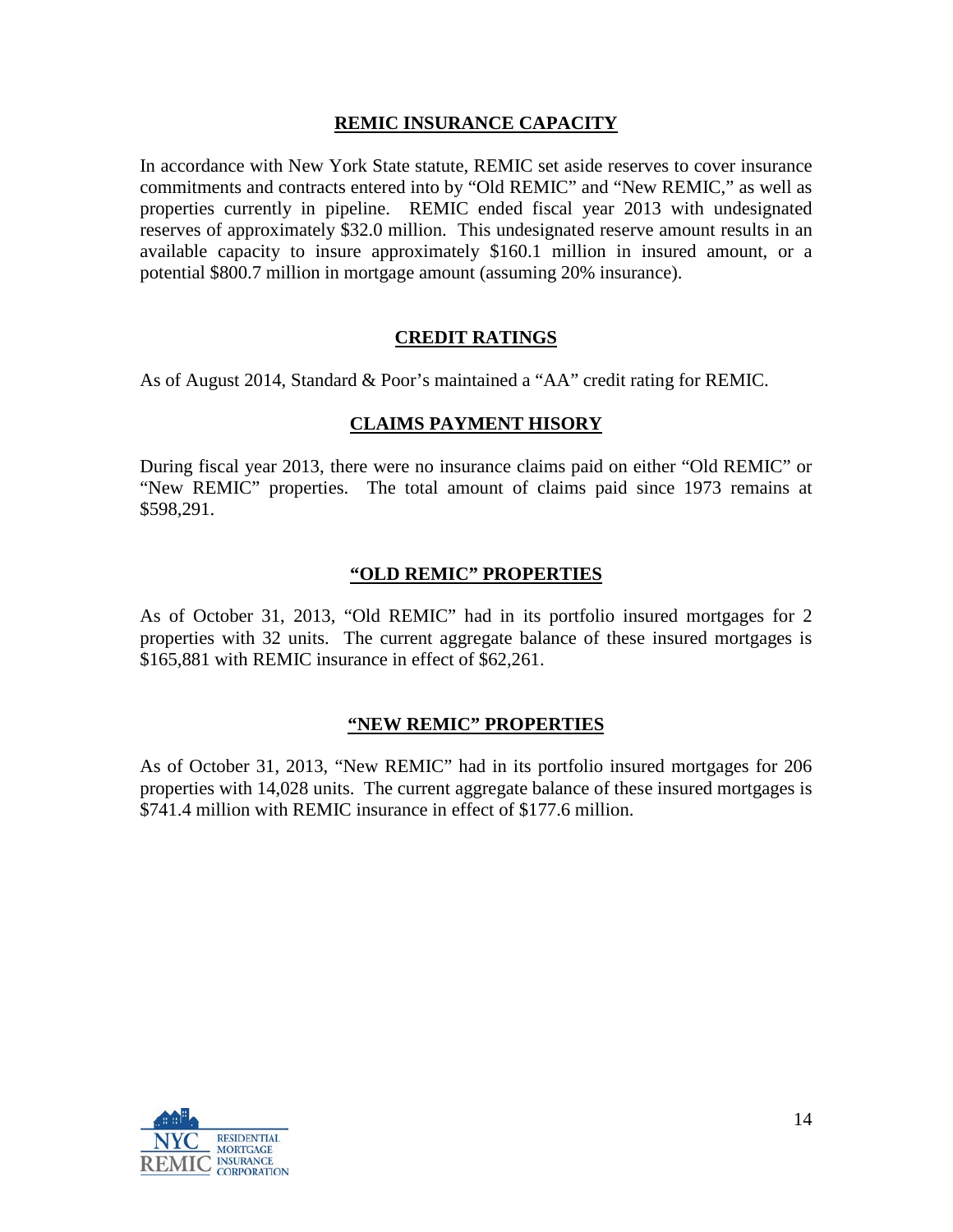## REMIC INSURANCE CAPACITY

In accordance with New York State statute, REMIC set aside reserves to cover insurance commitments and contracts entered into by "Old REMIC" and "New REMIC," as well as properties currently in pipeline. REMIC ended fiscal year 2013 with undesignated reserves of approximately $32.0 million. This undesignated reserve amount results in an available capacity to insure approximately $160.1 million in insured amount, or a potential $800.7 million in mortgage amount (assuming 20% insurance).

## CREDIT RATINGS

As of August 2014, Standard & Poor's maintained a "AA" credit rating for REMIC.

## CLAIMS PAYMENT HISORY

During fiscal year 2013, there were no insurance claims paid on either "Old REMIC" or "New REMIC" properties. The total amount of claims paid since 1973 remains at $598,291.

## "OLD REMIC" PROPERTIES

As of October 31, 2013, "Old REMIC" had in its portfolio insured mortgages for 2 properties with 32 units. The current aggregate balance of these insured mortgages is $165,881 with REMIC insurance in effect of $62,261.

## "NEW REMIC" PROPERTIES

As of October 31, 2013, "New REMIC" had in its portfolio insured mortgages for 206 properties with 14,028 units. The current aggregate balance of these insured mortgages is $741.4 million with REMIC insurance in effect of $177.6 million.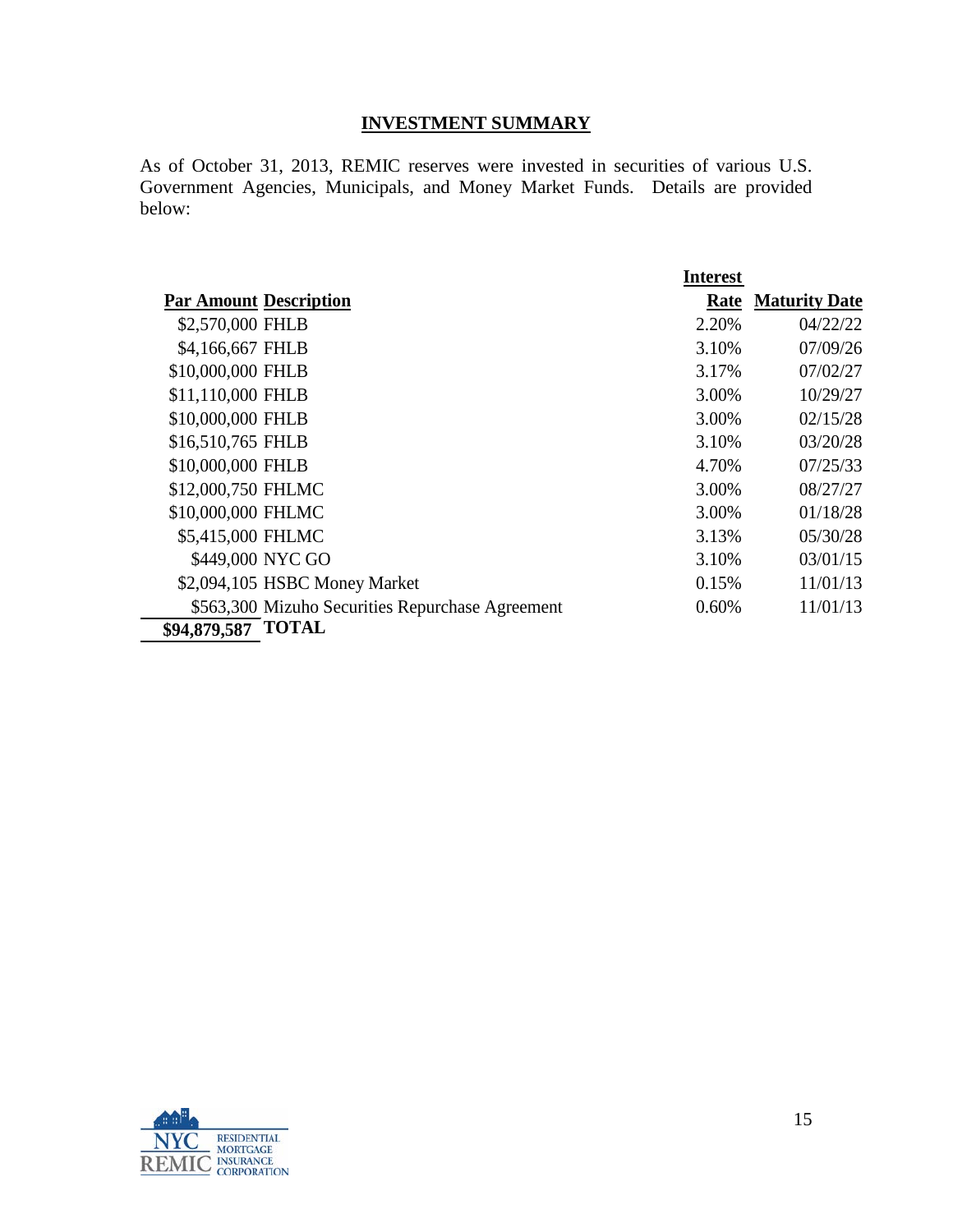## INVESTMENT SUMMARY

As of October 31, 2013, REMIC reserves were invested in securities of various U.S. Government Agencies, Municipals, and Money Market Funds. Details are provided below:

| Par Amount | Description | Interest Rate | Maturity Date |
|---|---|---|---|
| $2,570,000 | FHLB | 2.20% | 04/22/22 |
| $4,166,667 | FHLB | 3.10% | 07/09/26 |
| $10,000,000 | FHLB | 3.17% | 07/02/27 |
| $11,110,000 | FHLB | 3.00% | 10/29/27 |
| $10,000,000 | FHLB | 3.00% | 02/15/28 |
| $16,510,765 | FHLB | 3.10% | 03/20/28 |
| $10,000,000 | FHLB | 4.70% | 07/25/33 |
| $12,000,750 | FHLMC | 3.00% | 08/27/27 |
| $10,000,000 | FHLMC | 3.00% | 01/18/28 |
| $5,415,000 | FHLMC | 3.13% | 05/30/28 |
| $449,000 | NYC GO | 3.10% | 03/01/15 |
| $2,094,105 | HSBC Money Market | 0.15% | 11/01/13 |
| $563,300 | Mizuho Securities Repurchase Agreement | 0.60% | 11/01/13 |
| **$94,879,587** | **TOTAL** | | |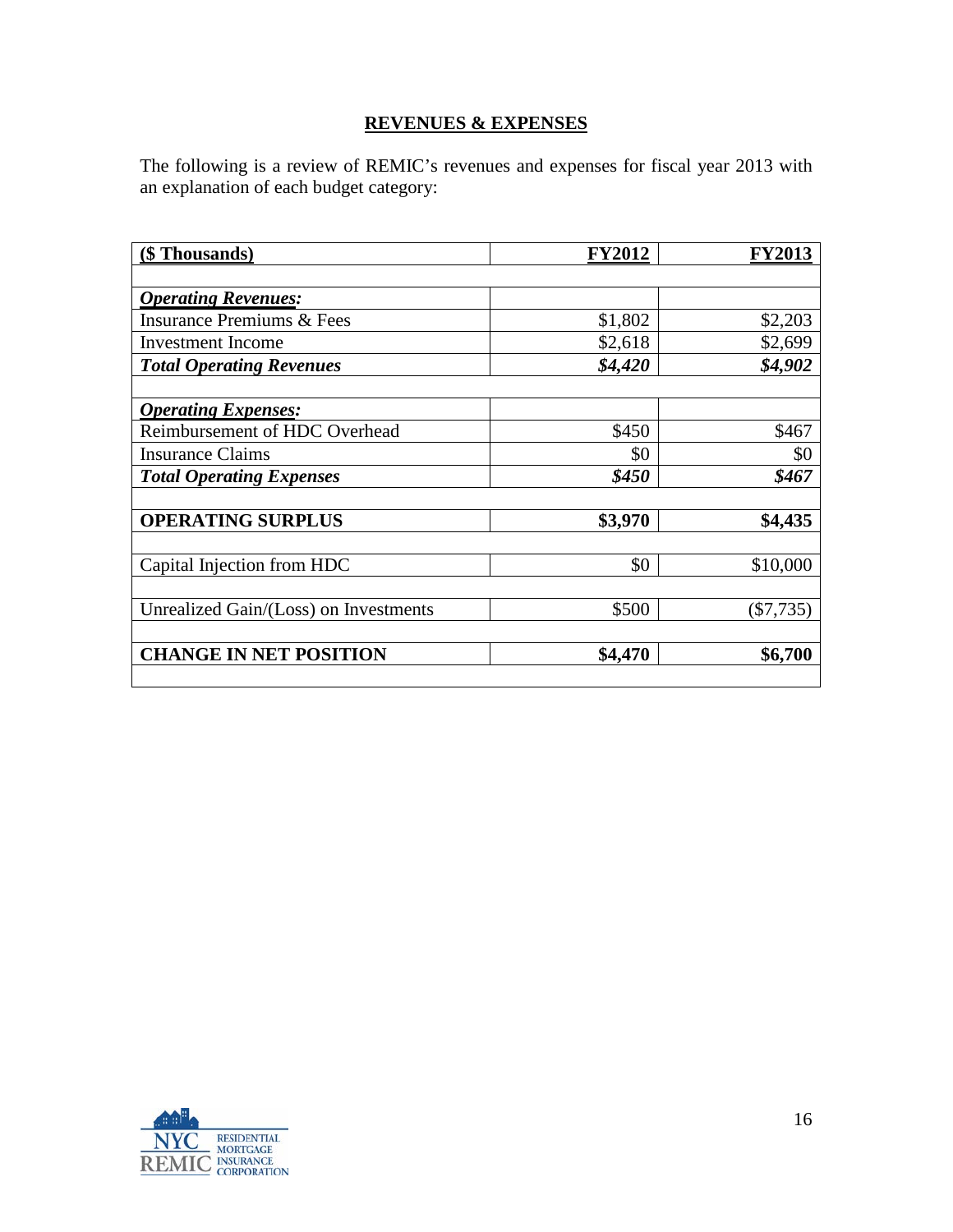## REVENUES & EXPENSES

The following is a review of REMIC's revenues and expenses for fiscal year 2013 with an explanation of each budget category:

| ($ Thousands) | FY2012 | FY2013 |
|---|---|---|
| | | |
| ***Operating Revenues:*** | | |
| Insurance Premiums & Fees | $1,802 | $2,203 |
| Investment Income | $2,618 | $2,699 |
| ***Total Operating Revenues*** | ***$4,420*** | ***$4,902*** |
| | | |
| ***Operating Expenses:*** | | |
| Reimbursement of HDC Overhead | $450 | $467 |
| Insurance Claims | $0 | $0 |
| ***Total Operating Expenses*** | ***$450*** | ***$467*** |
| | | |
| **OPERATING SURPLUS** | **$3,970** | **$4,435** |
| | | |
| Capital Injection from HDC | $0 | $10,000 |
| | | |
| Unrealized Gain/(Loss) on Investments | $500 | ($7,735) |
| | | |
| **CHANGE IN NET POSITION** | **$4,470** | **$6,700** |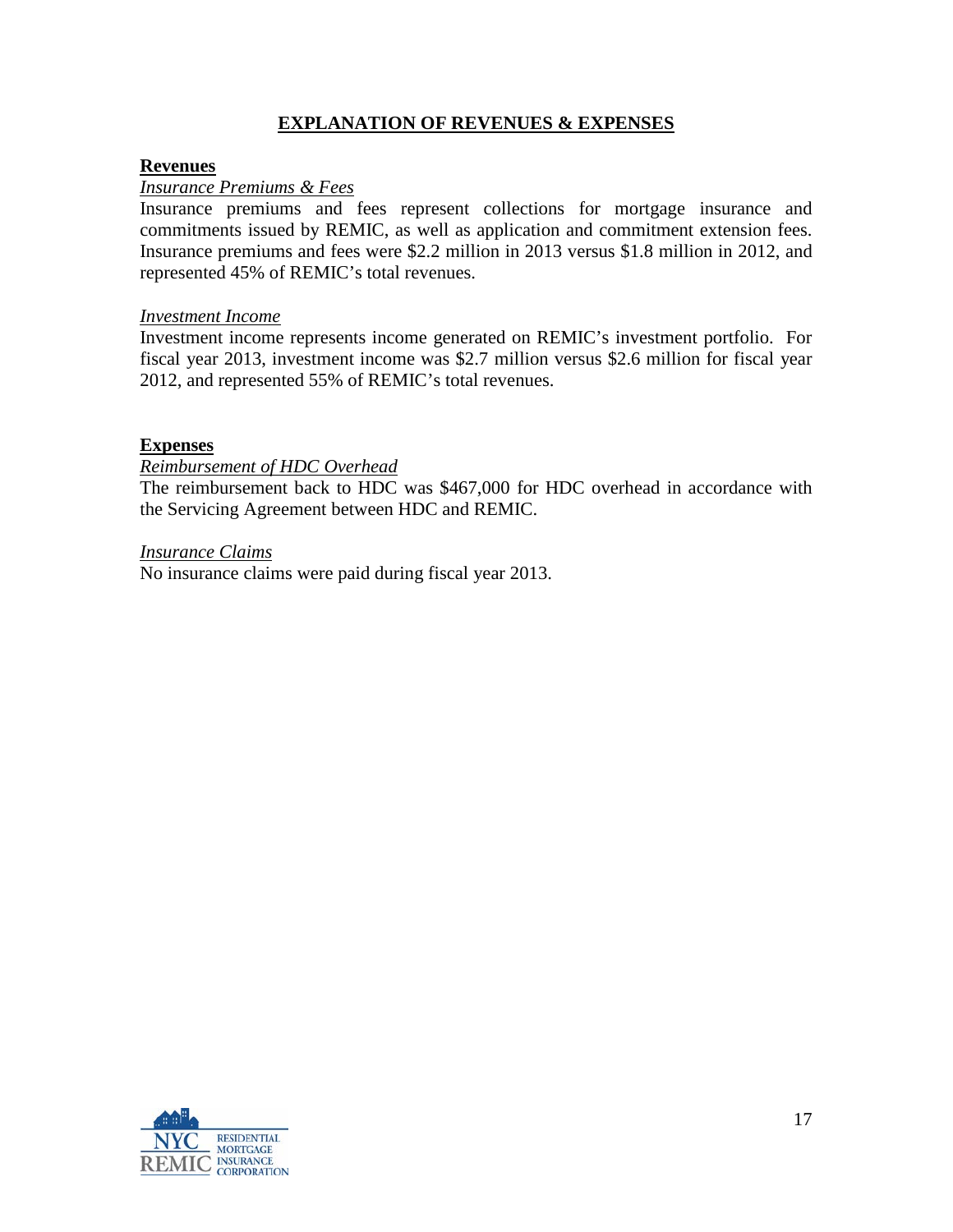# EXPLANATION OF REVENUES & EXPENSES

## Revenues

*Insurance Premiums & Fees*

Insurance premiums and fees represent collections for mortgage insurance and commitments issued by REMIC, as well as application and commitment extension fees. Insurance premiums and fees were $2.2 million in 2013 versus $1.8 million in 2012, and represented 45% of REMIC's total revenues.

*Investment Income*

Investment income represents income generated on REMIC's investment portfolio. For fiscal year 2013, investment income was $2.7 million versus $2.6 million for fiscal year 2012, and represented 55% of REMIC's total revenues.

## Expenses

*Reimbursement of HDC Overhead*

The reimbursement back to HDC was $467,000 for HDC overhead in accordance with the Servicing Agreement between HDC and REMIC.

*Insurance Claims*

No insurance claims were paid during fiscal year 2013.